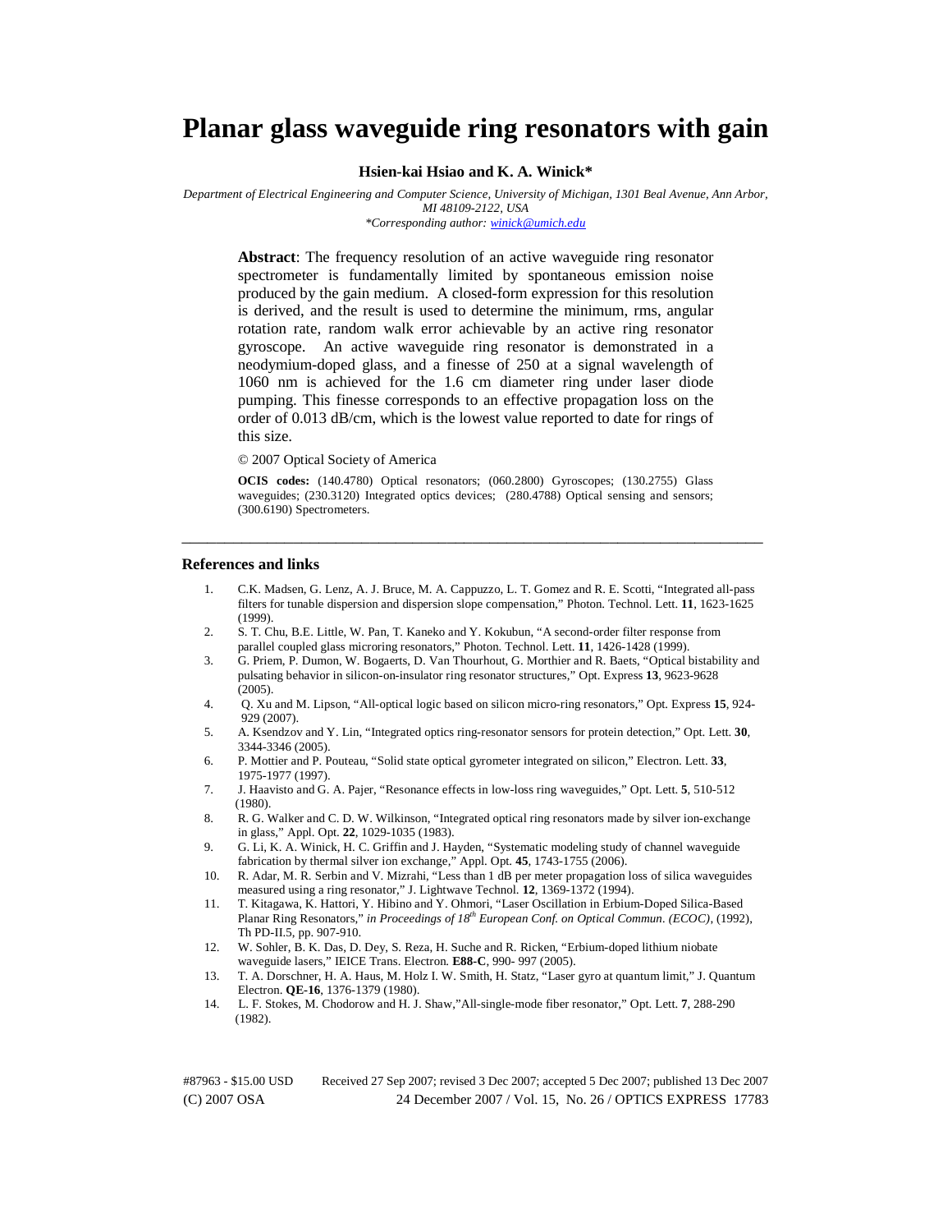# Planar glass waveguide ring resonators with gain

**Hsien-kai Hsiao and K. A. Winick***

*Department of Electrical Engineering and Computer Science, University of Michigan, 1301 Beal Avenue, Ann Arbor, MI 48109-2122, USA*
*\*Corresponding author: winick@umich.edu*

**Abstract**: The frequency resolution of an active waveguide ring resonator spectrometer is fundamentally limited by spontaneous emission noise produced by the gain medium. A closed-form expression for this resolution is derived, and the result is used to determine the minimum, rms, angular rotation rate, random walk error achievable by an active ring resonator gyroscope. An active waveguide ring resonator is demonstrated in a neodymium-doped glass, and a finesse of 250 at a signal wavelength of 1060 nm is achieved for the 1.6 cm diameter ring under laser diode pumping. This finesse corresponds to an effective propagation loss on the order of 0.013 dB/cm, which is the lowest value reported to date for rings of this size.

© 2007 Optical Society of America

**OCIS codes:** (140.4780) Optical resonators; (060.2800) Gyroscopes; (130.2755) Glass waveguides; (230.3120) Integrated optics devices; (280.4788) Optical sensing and sensors; (300.6190) Spectrometers.

---

## References and links

1. C.K. Madsen, G. Lenz, A. J. Bruce, M. A. Cappuzzo, L. T. Gomez and R. E. Scotti, "Integrated all-pass filters for tunable dispersion and dispersion slope compensation," Photon. Technol. Lett. **11**, 1623-1625 (1999).
2. S. T. Chu, B.E. Little, W. Pan, T. Kaneko and Y. Kokubun, "A second-order filter response from parallel coupled glass microring resonators," Photon. Technol. Lett. **11**, 1426-1428 (1999).
3. G. Priem, P. Dumon, W. Bogaerts, D. Van Thourhout, G. Morthier and R. Baets, "Optical bistability and pulsating behavior in silicon-on-insulator ring resonator structures," Opt. Express **13**, 9623-9628 (2005).
4. Q. Xu and M. Lipson, "All-optical logic based on silicon micro-ring resonators," Opt. Express **15**, 924-929 (2007).
5. A. Ksendzov and Y. Lin, "Integrated optics ring-resonator sensors for protein detection," Opt. Lett. **30**, 3344-3346 (2005).
6. P. Mottier and P. Pouteau, "Solid state optical gyrometer integrated on silicon," Electron. Lett. **33**, 1975-1977 (1997).
7. J. Haavisto and G. A. Pajer, "Resonance effects in low-loss ring waveguides," Opt. Lett. **5**, 510-512 (1980).
8. R. G. Walker and C. D. W. Wilkinson, "Integrated optical ring resonators made by silver ion-exchange in glass," Appl. Opt. **22**, 1029-1035 (1983).
9. G. Li, K. A. Winick, H. C. Griffin and J. Hayden, "Systematic modeling study of channel waveguide fabrication by thermal silver ion exchange," Appl. Opt. **45**, 1743-1755 (2006).
10. R. Adar, M. R. Serbin and V. Mizrahi, "Less than 1 dB per meter propagation loss of silica waveguides measured using a ring resonator," J. Lightwave Technol. **12**, 1369-1372 (1994).
11. T. Kitagawa, K. Hattori, Y. Hibino and Y. Ohmori, "Laser Oscillation in Erbium-Doped Silica-Based Planar Ring Resonators," *in Proceedings of 18th European Conf. on Optical Commun. (ECOC)*, (1992), Th PD-II.5, pp. 907-910.
12. W. Sohler, B. K. Das, D. Dey, S. Reza, H. Suche and R. Ricken, "Erbium-doped lithium niobate waveguide lasers," IEICE Trans. Electron. **E88-C**, 990- 997 (2005).
13. T. A. Dorschner, H. A. Haus, M. Holz I. W. Smith, H. Statz, "Laser gyro at quantum limit," J. Quantum Electron. **QE-16**, 1376-1379 (1980).
14. L. F. Stokes, M. Chodorow and H. J. Shaw,"All-single-mode fiber resonator," Opt. Lett. **7**, 288-290 (1982).

#87963 - $15.00 USD Received 27 Sep 2007; revised 3 Dec 2007; accepted 5 Dec 2007; published 13 Dec 2007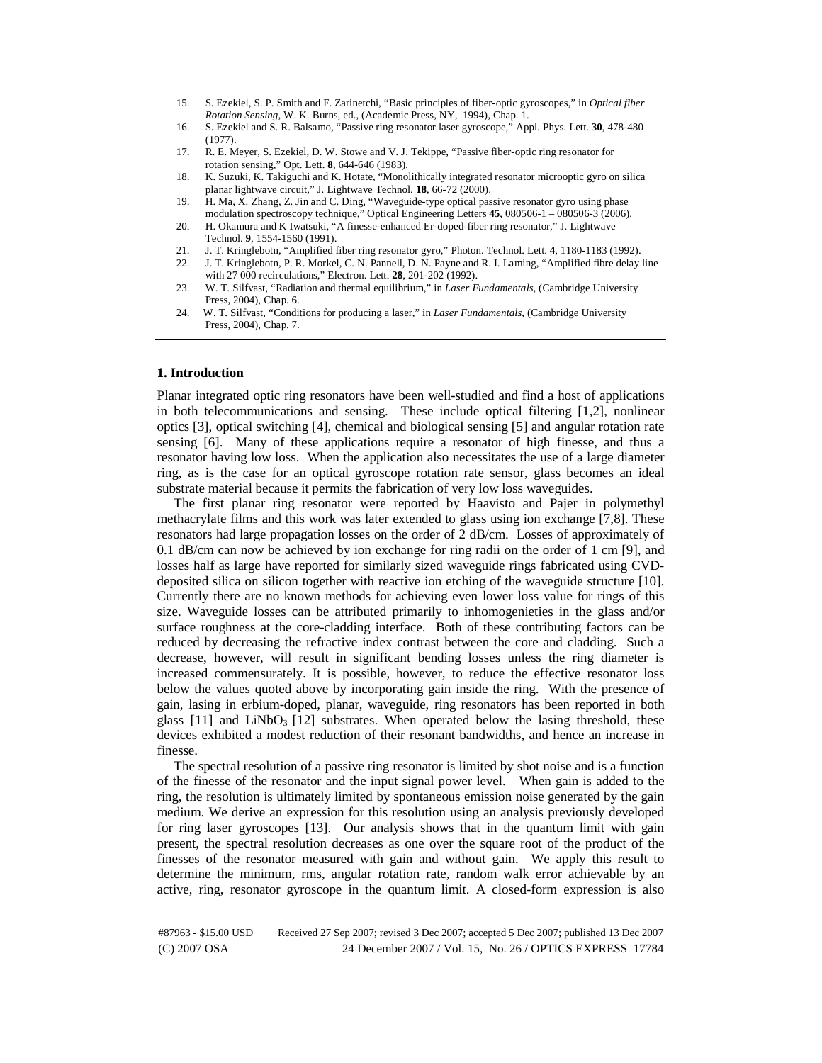15. S. Ezekiel, S. P. Smith and F. Zarinetchi, "Basic principles of fiber-optic gyroscopes," in *Optical fiber Rotation Sensing*, W. K. Burns, ed., (Academic Press, NY, 1994), Chap. 1.
16. S. Ezekiel and S. R. Balsamo, "Passive ring resonator laser gyroscope," Appl. Phys. Lett. **30**, 478-480 (1977).
17. R. E. Meyer, S. Ezekiel, D. W. Stowe and V. J. Tekippe, "Passive fiber-optic ring resonator for rotation sensing," Opt. Lett. **8**, 644-646 (1983).
18. K. Suzuki, K. Takiguchi and K. Hotate, "Monolithically integrated resonator microoptic gyro on silica planar lightwave circuit," J. Lightwave Technol. **18**, 66-72 (2000).
19. H. Ma, X. Zhang, Z. Jin and C. Ding, "Waveguide-type optical passive resonator gyro using phase modulation spectroscopy technique," Optical Engineering Letters **45**, 080506-1 – 080506-3 (2006).
20. H. Okamura and K Iwatsuki, "A finesse-enhanced Er-doped-fiber ring resonator," J. Lightwave Technol. **9**, 1554-1560 (1991).
21. J. T. Kringlebotn, "Amplified fiber ring resonator gyro," Photon. Technol. Lett. **4**, 1180-1183 (1992).
22. J. T. Kringlebotn, P. R. Morkel, C. N. Pannell, D. N. Payne and R. I. Laming, "Amplified fibre delay line with 27 000 recirculations," Electron. Lett. **28**, 201-202 (1992).
23. W. T. Silfvast, "Radiation and thermal equilibrium," in *Laser Fundamentals*, (Cambridge University Press, 2004), Chap. 6.
24. W. T. Silfvast, "Conditions for producing a laser," in *Laser Fundamentals*, (Cambridge University Press, 2004), Chap. 7.

---

## 1. Introduction

Planar integrated optic ring resonators have been well-studied and find a host of applications in both telecommunications and sensing. These include optical filtering [1,2], nonlinear optics [3], optical switching [4], chemical and biological sensing [5] and angular rotation rate sensing [6]. Many of these applications require a resonator of high finesse, and thus a resonator having low loss. When the application also necessitates the use of a large diameter ring, as is the case for an optical gyroscope rotation rate sensor, glass becomes an ideal substrate material because it permits the fabrication of very low loss waveguides.

The first planar ring resonator were reported by Haavisto and Pajer in polymethyl methacrylate films and this work was later extended to glass using ion exchange [7,8]. These resonators had large propagation losses on the order of 2 dB/cm. Losses of approximately of 0.1 dB/cm can now be achieved by ion exchange for ring radii on the order of 1 cm [9], and losses half as large have reported for similarly sized waveguide rings fabricated using CVD-deposited silica on silicon together with reactive ion etching of the waveguide structure [10]. Currently there are no known methods for achieving even lower loss value for rings of this size. Waveguide losses can be attributed primarily to inhomogenieties in the glass and/or surface roughness at the core-cladding interface. Both of these contributing factors can be reduced by decreasing the refractive index contrast between the core and cladding. Such a decrease, however, will result in significant bending losses unless the ring diameter is increased commensurately. It is possible, however, to reduce the effective resonator loss below the values quoted above by incorporating gain inside the ring. With the presence of gain, lasing in erbium-doped, planar, waveguide, ring resonators has been reported in both glass [11] and $LiNbO_3$ [12] substrates. When operated below the lasing threshold, these devices exhibited a modest reduction of their resonant bandwidths, and hence an increase in finesse.

The spectral resolution of a passive ring resonator is limited by shot noise and is a function of the finesse of the resonator and the input signal power level. When gain is added to the ring, the resolution is ultimately limited by spontaneous emission noise generated by the gain medium. We derive an expression for this resolution using an analysis previously developed for ring laser gyroscopes [13]. Our analysis shows that in the quantum limit with gain present, the spectral resolution decreases as one over the square root of the product of the finesses of the resonator measured with gain and without gain. We apply this result to determine the minimum, rms, angular rotation rate, random walk error achievable by an active, ring, resonator gyroscope in the quantum limit. A closed-form expression is also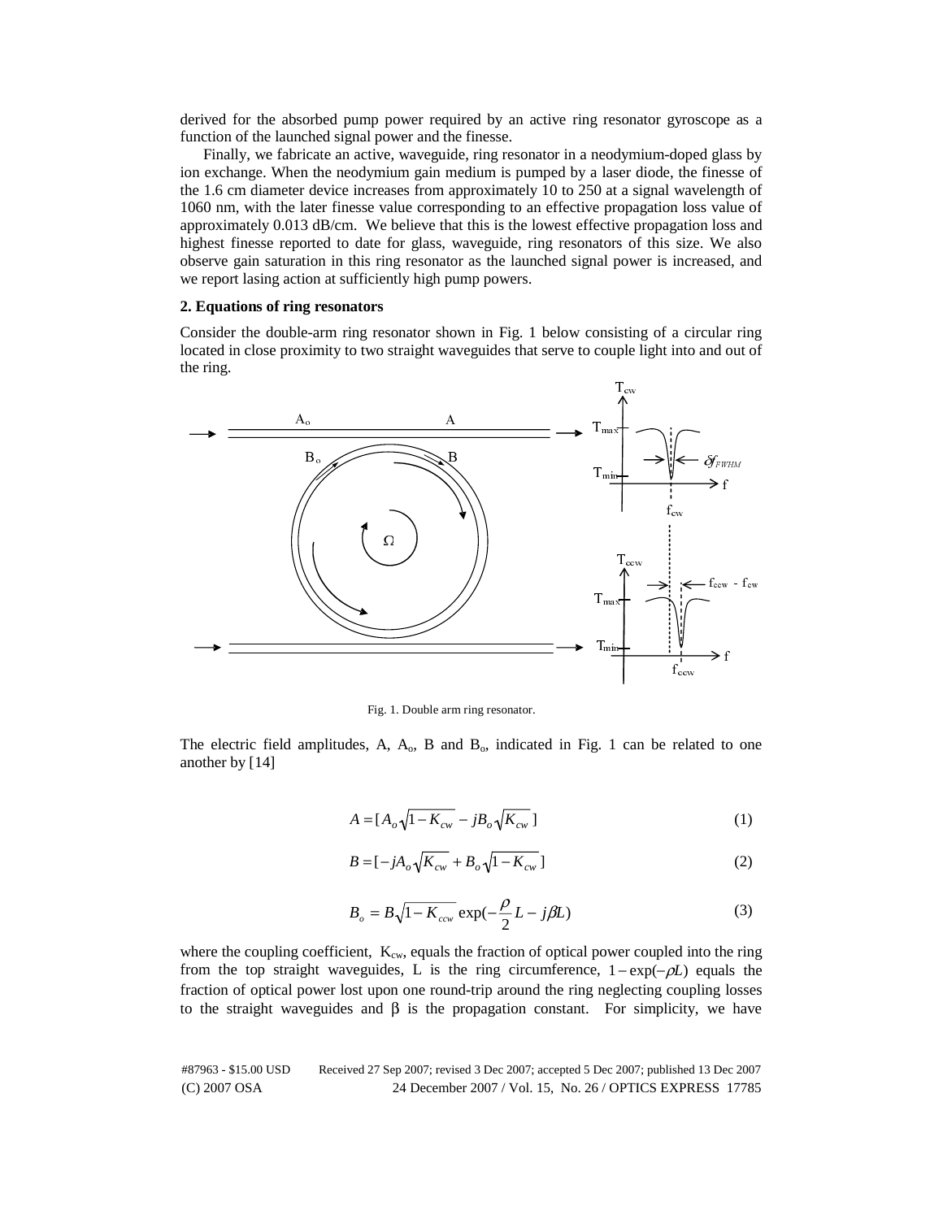derived for the absorbed pump power required by an active ring resonator gyroscope as a function of the launched signal power and the finesse.

Finally, we fabricate an active, waveguide, ring resonator in a neodymium-doped glass by ion exchange. When the neodymium gain medium is pumped by a laser diode, the finesse of the 1.6 cm diameter device increases from approximately 10 to 250 at a signal wavelength of 1060 nm, with the later finesse value corresponding to an effective propagation loss value of approximately 0.013 dB/cm. We believe that this is the lowest effective propagation loss and highest finesse reported to date for glass, waveguide, ring resonators of this size. We also observe gain saturation in this ring resonator as the launched signal power is increased, and we report lasing action at sufficiently high pump powers.

**2. Equations of ring resonators**

Consider the double-arm ring resonator shown in Fig. 1 below consisting of a circular ring located in close proximity to two straight waveguides that serve to couple light into and out of the ring.

Fig. 1. Double arm ring resonator.

The electric field amplitudes, A, $A_o$, B and $B_o$, indicated in Fig. 1 can be related to one another by [14]

$$A = [A_o\sqrt{1-K_{cw}} - jB_o\sqrt{K_{cw}}] \tag{1}$$

$$B = [-jA_o\sqrt{K_{cw}} + B_o\sqrt{1-K_{cw}}] \tag{2}$$

$$B_o = B\sqrt{1-K_{ccw}}\exp(-\frac{\rho}{2}L - j\beta L) \tag{3}$$

where the coupling coefficient, $K_{cw}$, equals the fraction of optical power coupled into the ring from the top straight waveguides, L is the ring circumference, $1-\exp(-\rho L)$ equals the fraction of optical power lost upon one round-trip around the ring neglecting coupling losses to the straight waveguides and $\beta$ is the propagation constant. For simplicity, we have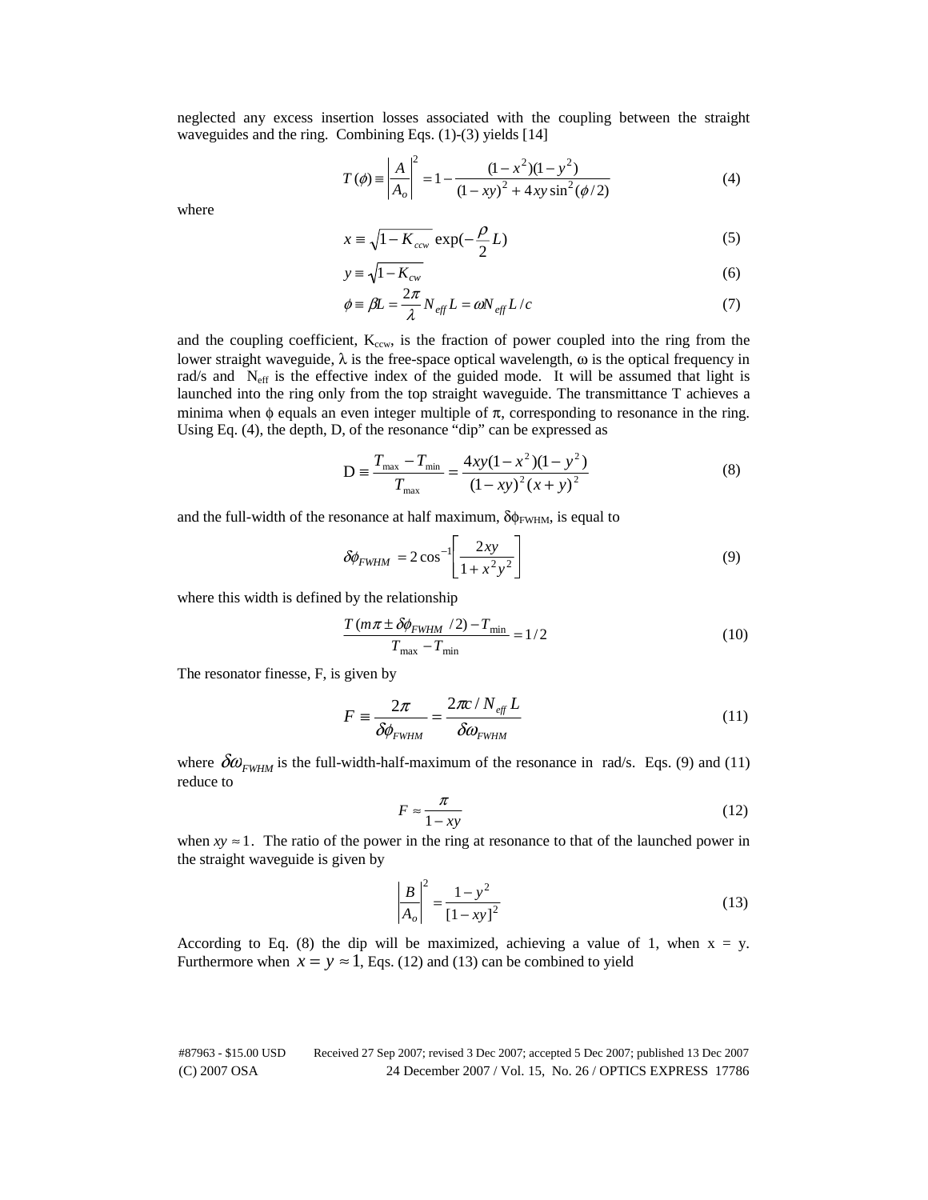neglected any excess insertion losses associated with the coupling between the straight waveguides and the ring. Combining Eqs. (1)-(3) yields [14]

$$T(\phi) \equiv \left|\frac{A}{A_o}\right|^2 = 1 - \frac{(1-x^2)(1-y^2)}{(1-xy)^2 + 4xy\sin^2(\phi/2)} \tag{4}$$

where

$$x \equiv \sqrt{1-K_{ccw}}\,\exp(-\frac{\rho}{2}L) \tag{5}$$

$$y \equiv \sqrt{1-K_{cw}} \tag{6}$$

$$\phi \equiv \beta L = \frac{2\pi}{\lambda} N_{eff} L = \omega N_{eff} L / c \tag{7}$$

and the coupling coefficient, $K_{ccw}$, is the fraction of power coupled into the ring from the lower straight waveguide, $\lambda$ is the free-space optical wavelength, $\omega$ is the optical frequency in rad/s and $N_{eff}$ is the effective index of the guided mode. It will be assumed that light is launched into the ring only from the top straight waveguide. The transmittance T achieves a minima when $\phi$ equals an even integer multiple of $\pi$, corresponding to resonance in the ring. Using Eq. (4), the depth, D, of the resonance "dip" can be expressed as

$$\mathrm{D} \equiv \frac{T_{\max} - T_{\min}}{T_{\max}} = \frac{4xy(1-x^2)(1-y^2)}{(1-xy)^2(x+y)^2} \tag{8}$$

and the full-width of the resonance at half maximum, $\delta\phi_{FWHM}$, is equal to

$$\delta\phi_{FWHM} = 2\cos^{-1}\left[\frac{2xy}{1+x^2y^2}\right] \tag{9}$$

where this width is defined by the relationship

$$\frac{T(m\pi \pm \delta\phi_{FWHM}/2) - T_{\min}}{T_{\max} - T_{\min}} = 1/2 \tag{10}$$

The resonator finesse, F, is given by

$$F \equiv \frac{2\pi}{\delta\phi_{FWHM}} = \frac{2\pi c / N_{eff} L}{\delta\omega_{FWHM}} \tag{11}$$

where $\delta\omega_{FWHM}$ is the full-width-half-maximum of the resonance in rad/s. Eqs. (9) and (11) reduce to

$$F \approx \frac{\pi}{1-xy} \tag{12}$$

when $xy \approx 1$. The ratio of the power in the ring at resonance to that of the launched power in the straight waveguide is given by

$$\left|\frac{B}{A_o}\right|^2 = \frac{1-y^2}{[1-xy]^2} \tag{13}$$

According to Eq. (8) the dip will be maximized, achieving a value of 1, when x = y. Furthermore when $x = y \approx 1$, Eqs. (12) and (13) can be combined to yield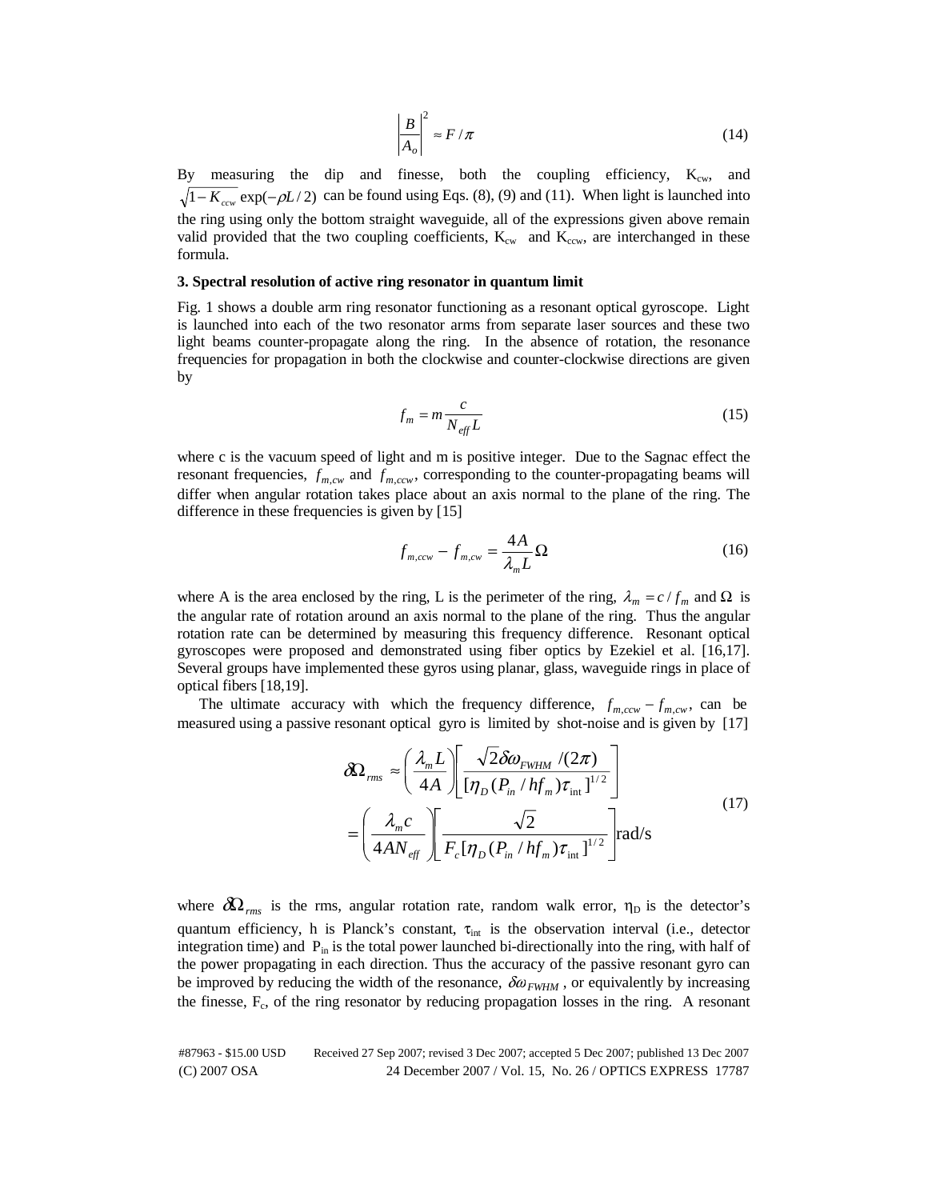$$\left|\frac{B}{A_o}\right|^2 \approx F/\pi \tag{14}$$

By measuring the dip and finesse, both the coupling efficiency, $K_{cw}$, and $\sqrt{1-K_{ccw}}\exp(-\rho L/2)$ can be found using Eqs. (8), (9) and (11). When light is launched into the ring using only the bottom straight waveguide, all of the expressions given above remain valid provided that the two coupling coefficients, $K_{cw}$ and $K_{ccw}$, are interchanged in these formula.

### 3. Spectral resolution of active ring resonator in quantum limit

Fig. 1 shows a double arm ring resonator functioning as a resonant optical gyroscope. Light is launched into each of the two resonator arms from separate laser sources and these two light beams counter-propagate along the ring. In the absence of rotation, the resonance frequencies for propagation in both the clockwise and counter-clockwise directions are given by

$$f_m = m\frac{c}{N_{eff}L} \tag{15}$$

where c is the vacuum speed of light and m is positive integer. Due to the Sagnac effect the resonant frequencies, $f_{m,cw}$ and $f_{m,ccw}$, corresponding to the counter-propagating beams will differ when angular rotation takes place about an axis normal to the plane of the ring. The difference in these frequencies is given by [15]

$$f_{m,ccw} - f_{m,cw} = \frac{4A}{\lambda_m L}\Omega \tag{16}$$

where A is the area enclosed by the ring, L is the perimeter of the ring, $\lambda_m = c/f_m$ and $\Omega$ is the angular rate of rotation around an axis normal to the plane of the ring. Thus the angular rotation rate can be determined by measuring this frequency difference. Resonant optical gyroscopes were proposed and demonstrated using fiber optics by Ezekiel et al. [16,17]. Several groups have implemented these gyros using planar, glass, waveguide rings in place of optical fibers [18,19].

The ultimate accuracy with which the frequency difference, $f_{m,ccw} - f_{m,cw}$, can be measured using a passive resonant optical gyro is limited by shot-noise and is given by [17]

$$\begin{aligned}\delta\Omega_{rms} &\approx \left(\frac{\lambda_m L}{4A}\right)\left[\frac{\sqrt{2}\delta\omega_{FWHM}/(2\pi)}{[\eta_D (P_{in}/hf_m)\tau_{int}]^{1/2}}\right] \\ &= \left(\frac{\lambda_m c}{4AN_{eff}}\right)\left[\frac{\sqrt{2}}{F_c[\eta_D (P_{in}/hf_m)\tau_{int}]^{1/2}}\right]\text{rad/s}\end{aligned} \tag{17}$$

where $\delta\Omega_{rms}$ is the rms, angular rotation rate, random walk error, $\eta_D$ is the detector's quantum efficiency, h is Planck's constant, $\tau_{int}$ is the observation interval (i.e., detector integration time) and $P_{in}$ is the total power launched bi-directionally into the ring, with half of the power propagating in each direction. Thus the accuracy of the passive resonant gyro can be improved by reducing the width of the resonance, $\delta\omega_{FWHM}$, or equivalently by increasing the finesse, $F_c$, of the ring resonator by reducing propagation losses in the ring. A resonant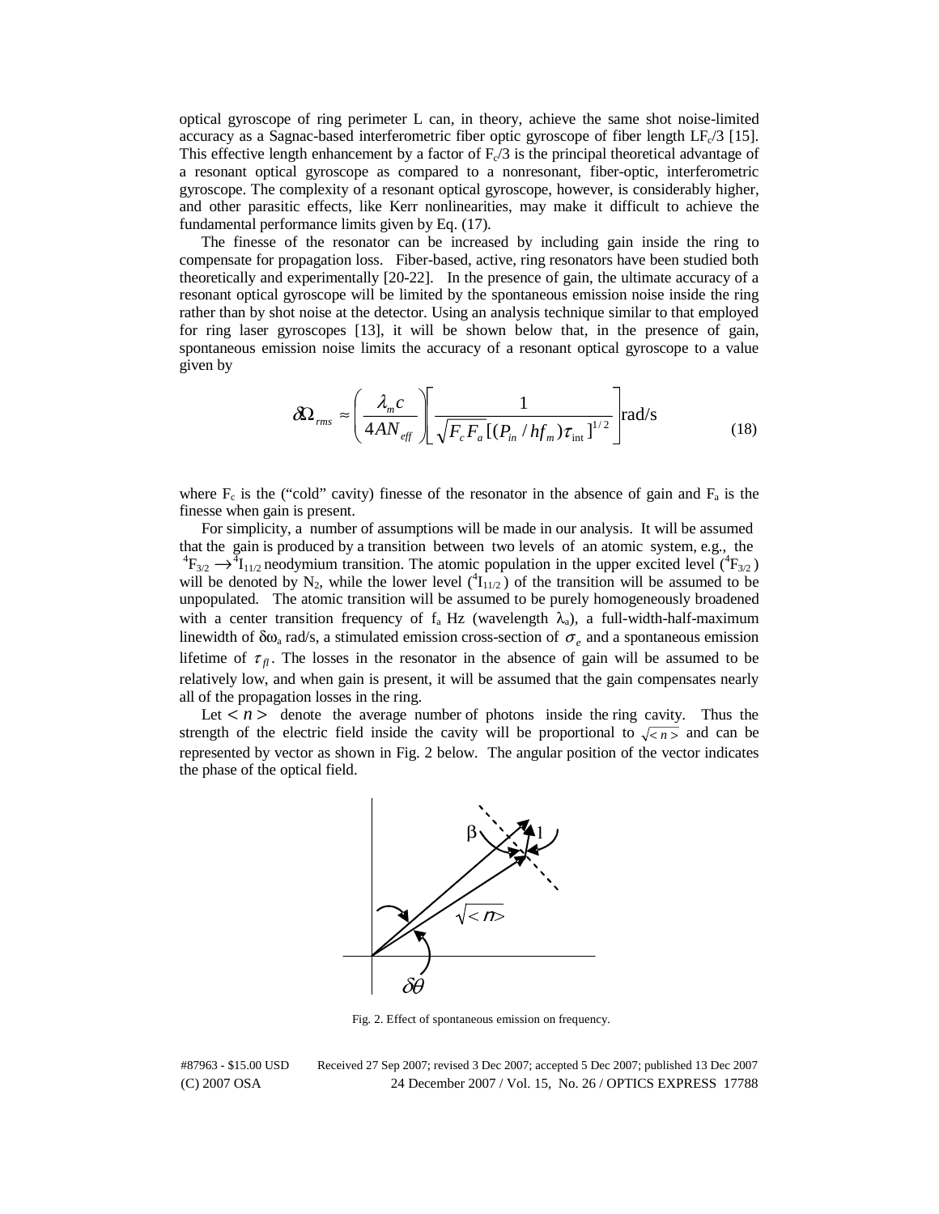optical gyroscope of ring perimeter L can, in theory, achieve the same shot noise-limited accuracy as a Sagnac-based interferometric fiber optic gyroscope of fiber length $LF_c/3$ [15]. This effective length enhancement by a factor of $F_c/3$ is the principal theoretical advantage of a resonant optical gyroscope as compared to a nonresonant, fiber-optic, interferometric gyroscope. The complexity of a resonant optical gyroscope, however, is considerably higher, and other parasitic effects, like Kerr nonlinearities, may make it difficult to achieve the fundamental performance limits given by Eq. (17).

The finesse of the resonator can be increased by including gain inside the ring to compensate for propagation loss. Fiber-based, active, ring resonators have been studied both theoretically and experimentally [20-22]. In the presence of gain, the ultimate accuracy of a resonant optical gyroscope will be limited by the spontaneous emission noise inside the ring rather than by shot noise at the detector. Using an analysis technique similar to that employed for ring laser gyroscopes [13], it will be shown below that, in the presence of gain, spontaneous emission noise limits the accuracy of a resonant optical gyroscope to a value given by

$$\delta\Omega_{rms} \approx \left( \frac{\lambda_m c}{4AN_{eff}} \right) \left[ \frac{1}{\sqrt{F_c F_a}\,[(P_{in}/hf_m)\tau_{\text{int}}]^{1/2}} \right] \text{rad/s} \tag{18}$$

where $F_c$ is the ("cold" cavity) finesse of the resonator in the absence of gain and $F_a$ is the finesse when gain is present.

For simplicity, a number of assumptions will be made in our analysis. It will be assumed that the gain is produced by a transition between two levels of an atomic system, e.g., the $^4F_{3/2} \rightarrow {}^4I_{11/2}$ neodymium transition. The atomic population in the upper excited level ($^4F_{3/2}$) will be denoted by $N_2$, while the lower level ($^4I_{11/2}$) of the transition will be assumed to be unpopulated. The atomic transition will be assumed to be purely homogeneously broadened with a center transition frequency of $f_a$ Hz (wavelength $\lambda_a$), a full-width-half-maximum linewidth of $\delta\omega_a$ rad/s, a stimulated emission cross-section of $\sigma_e$ and a spontaneous emission lifetime of $\tau_{fl}$. The losses in the resonator in the absence of gain will be assumed to be relatively low, and when gain is present, it will be assumed that the gain compensates nearly all of the propagation losses in the ring.

Let $<n>$ denote the average number of photons inside the ring cavity. Thus the strength of the electric field inside the cavity will be proportional to $\sqrt{<n>}$ and can be represented by vector as shown in Fig. 2 below. The angular position of the vector indicates the phase of the optical field.

Fig. 2. Effect of spontaneous emission on frequency.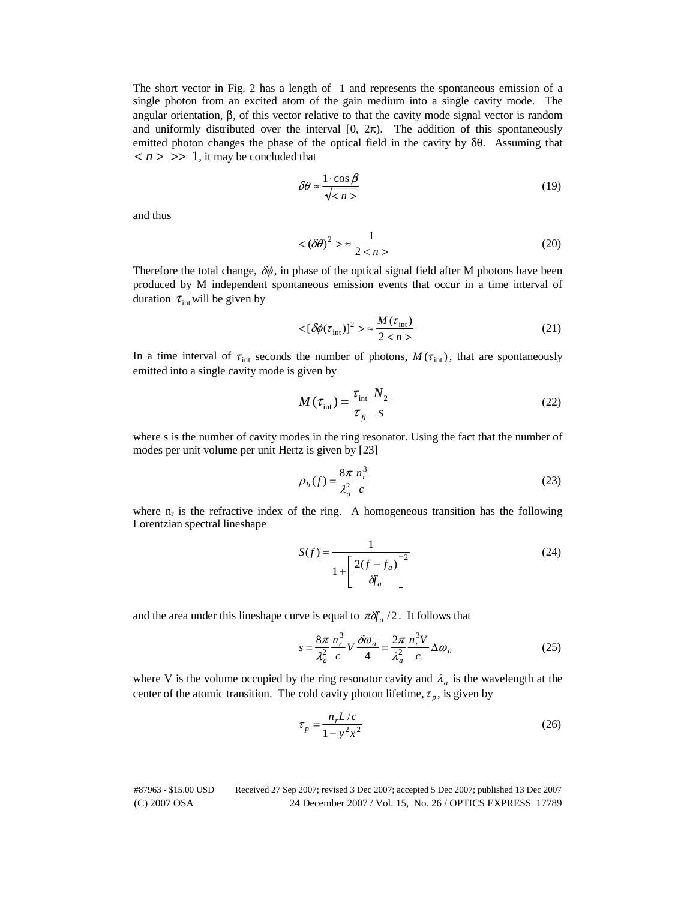The short vector in Fig. 2 has a length of 1 and represents the spontaneous emission of a single photon from an excited atom of the gain medium into a single cavity mode. The angular orientation, β, of this vector relative to that the cavity mode signal vector is random and uniformly distributed over the interval [0, 2π). The addition of this spontaneously emitted photon changes the phase of the optical field in the cavity by δθ. Assuming that $< n > \;>> 1$, it may be concluded that

$$\delta\theta \approx \frac{1 \cdot \cos\beta}{\sqrt{< n >}} \tag{19}$$

and thus

$$< (\delta\theta)^2 > \approx \frac{1}{2 < n >} \tag{20}$$

Therefore the total change, $\delta\phi$, in phase of the optical signal field after M photons have been produced by M independent spontaneous emission events that occur in a time interval of duration $\tau_{\text{int}}$ will be given by

$$< [\delta\phi(\tau_{\text{int}})]^2 > \approx \frac{M(\tau_{\text{int}})}{2 < n >} \tag{21}$$

In a time interval of $\tau_{\text{int}}$ seconds the number of photons, $M(\tau_{\text{int}})$, that are spontaneously emitted into a single cavity mode is given by

$$M(\tau_{\text{int}}) = \frac{\tau_{\text{int}}}{\tau_{fl}} \frac{N_2}{s} \tag{22}$$

where s is the number of cavity modes in the ring resonator. Using the fact that the number of modes per unit volume per unit Hertz is given by [23]

$$\rho_b(f) = \frac{8\pi}{\lambda_a^2} \frac{n_r^3}{c} \tag{23}$$

where $n_r$ is the refractive index of the ring. A homogeneous transition has the following Lorentzian spectral lineshape

$$S(f) = \frac{1}{1 + \left[ \dfrac{2(f - f_a)}{\delta f_a} \right]^2} \tag{24}$$

and the area under this lineshape curve is equal to $\pi \delta f_a / 2$. It follows that

$$s = \frac{8\pi}{\lambda_a^2} \frac{n_r^3}{c} V \frac{\delta\omega_a}{4} = \frac{2\pi}{\lambda_a^2} \frac{n_r^3 V}{c} \Delta\omega_a \tag{25}$$

where V is the volume occupied by the ring resonator cavity and $\lambda_a$ is the wavelength at the center of the atomic transition. The cold cavity photon lifetime, $\tau_p$, is given by

$$\tau_p = \frac{n_r L / c}{1 - y^2 x^2} \tag{26}$$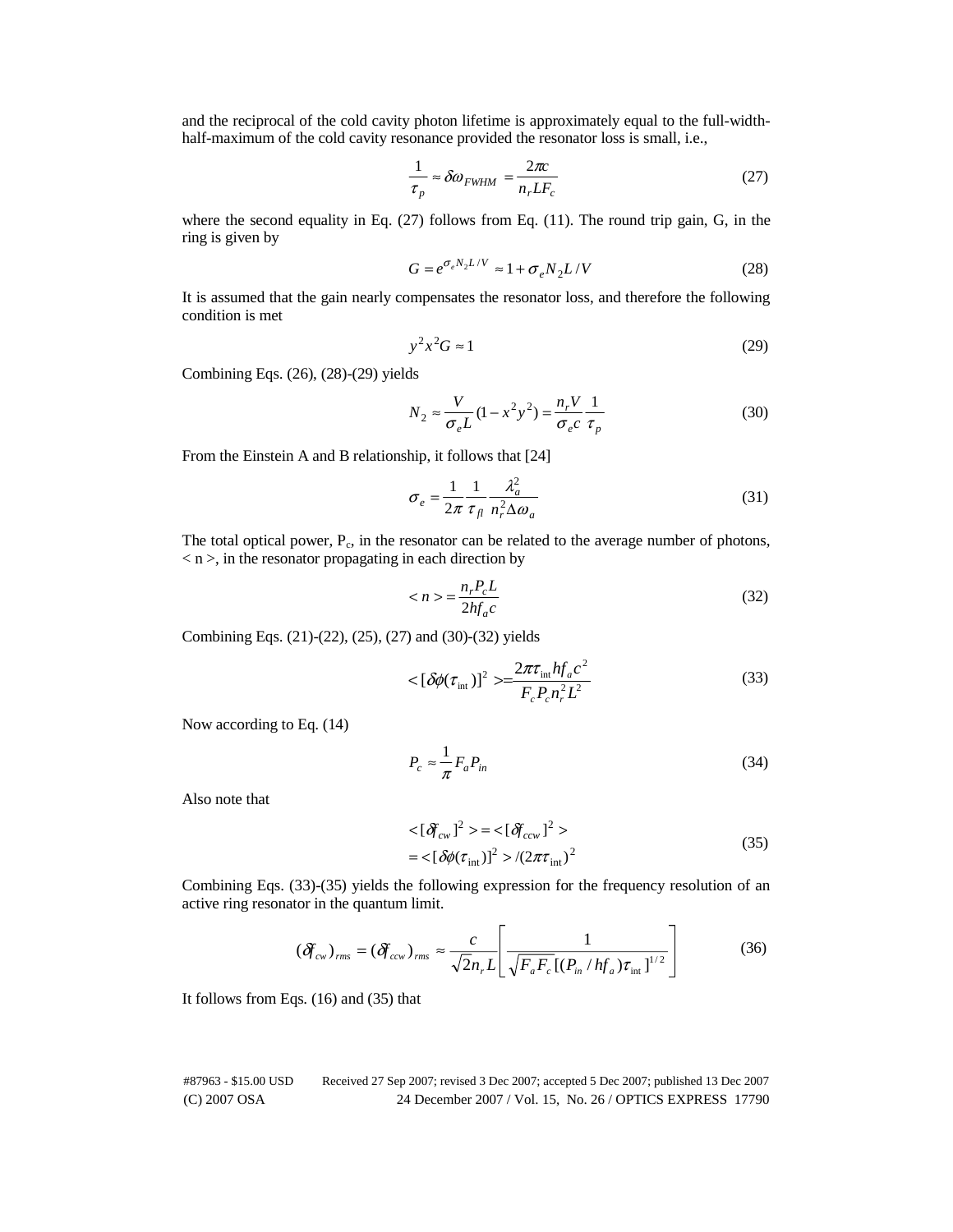and the reciprocal of the cold cavity photon lifetime is approximately equal to the full-width-half-maximum of the cold cavity resonance provided the resonator loss is small, i.e.,

$$\frac{1}{\tau_p} \approx \delta\omega_{FWHM} = \frac{2\pi c}{n_r L F_c} \tag{27}$$

where the second equality in Eq. (27) follows from Eq. (11). The round trip gain, G, in the ring is given by

$$G = e^{\sigma_e N_2 L/V} \approx 1 + \sigma_e N_2 L/V \tag{28}$$

It is assumed that the gain nearly compensates the resonator loss, and therefore the following condition is met

$$y^2 x^2 G \approx 1 \tag{29}$$

Combining Eqs. (26), (28)-(29) yields

$$N_2 \approx \frac{V}{\sigma_e L}(1 - x^2 y^2) = \frac{n_r V}{\sigma_e c}\frac{1}{\tau_p} \tag{30}$$

From the Einstein A and B relationship, it follows that [24]

$$\sigma_e = \frac{1}{2\pi}\frac{1}{\tau_{fl}}\frac{\lambda_a^2}{n_r^2 \Delta\omega_a} \tag{31}$$

The total optical power, $P_c$, in the resonator can be related to the average number of photons, $< n >$, in the resonator propagating in each direction by

$$< n > = \frac{n_r P_c L}{2hf_a c} \tag{32}$$

Combining Eqs. (21)-(22), (25), (27) and (30)-(32) yields

$$< [\delta\phi(\tau_{\text{int}})]^2 > = \frac{2\pi\tau_{\text{int}} hf_a c^2}{F_c P_c n_r^2 L^2} \tag{33}$$

Now according to Eq. (14)

$$P_c \approx \frac{1}{\pi} F_a P_{in} \tag{34}$$

Also note that

$$\begin{aligned} &< [\delta f_{cw}]^2 > = < [\delta f_{ccw}]^2 > \\ &= < [\delta\phi(\tau_{\text{int}})]^2 > /(2\pi\tau_{\text{int}})^2 \end{aligned} \tag{35}$$

Combining Eqs. (33)-(35) yields the following expression for the frequency resolution of an active ring resonator in the quantum limit.

$$(\delta f_{cw})_{rms} = (\delta f_{ccw})_{rms} \approx \frac{c}{\sqrt{2} n_r L}\left[\frac{1}{\sqrt{F_a F_c}\,[(P_{in}/hf_a)\tau_{\text{int}}]^{1/2}}\right] \tag{36}$$

It follows from Eqs. (16) and (35) that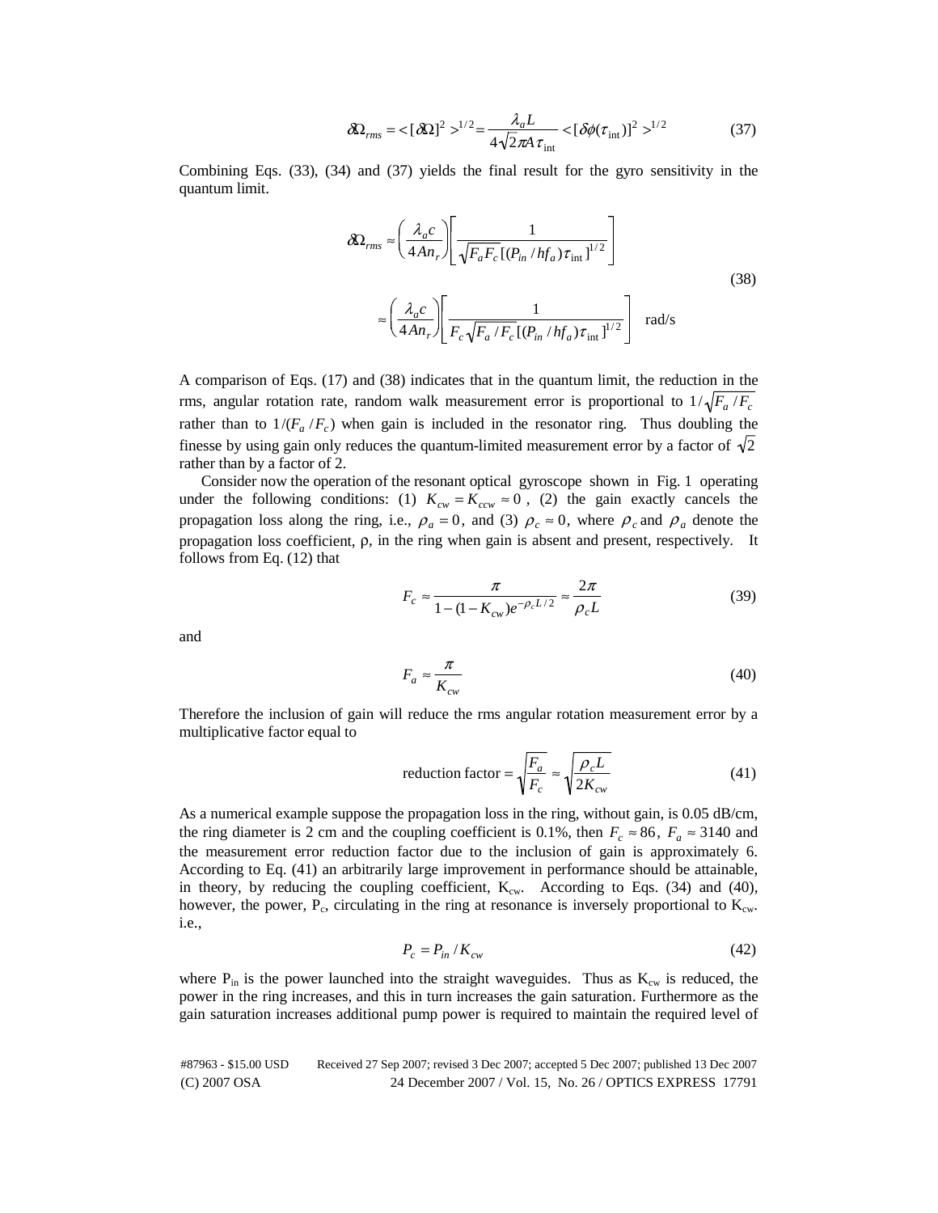$$\delta\Omega_{rms} = <[\delta\Omega]^2>^{1/2} = \frac{\lambda_a L}{4\sqrt{2}\pi A \tau_{\text{int}}} <[\delta\phi(\tau_{\text{int}})]^2>^{1/2} \tag{37}$$

Combining Eqs. (33), (34) and (37) yields the final result for the gyro sensitivity in the quantum limit.

$$\delta\Omega_{rms} \approx \left(\frac{\lambda_a c}{4An_r}\right)\left[\frac{1}{\sqrt{F_a F_c}\,[(P_{in}/hf_a)\tau_{\text{int}}]^{1/2}}\right]$$
$$\approx \left(\frac{\lambda_a c}{4An_r}\right)\left[\frac{1}{F_c\sqrt{F_a/F_c}\,[(P_{in}/hf_a)\tau_{\text{int}}]^{1/2}}\right] \quad \text{rad/s} \tag{38}$$

A comparison of Eqs. (17) and (38) indicates that in the quantum limit, the reduction in the rms, angular rotation rate, random walk measurement error is proportional to $1/\sqrt{F_a/F_c}$ rather than to $1/(F_a/F_c)$ when gain is included in the resonator ring. Thus doubling the finesse by using gain only reduces the quantum-limited measurement error by a factor of $\sqrt{2}$ rather than by a factor of 2.

Consider now the operation of the resonant optical gyroscope shown in Fig. 1 operating under the following conditions: (1) $K_{cw} = K_{ccw} \approx 0$, (2) the gain exactly cancels the propagation loss along the ring, i.e., $\rho_a = 0$, and (3) $\rho_c \approx 0$, where $\rho_c$ and $\rho_a$ denote the propagation loss coefficient, ρ, in the ring when gain is absent and present, respectively. It follows from Eq. (12) that

$$F_c \approx \frac{\pi}{1-(1-K_{cw})e^{-\rho_c L/2}} \approx \frac{2\pi}{\rho_c L} \tag{39}$$

and

$$F_a \approx \frac{\pi}{K_{cw}} \tag{40}$$

Therefore the inclusion of gain will reduce the rms angular rotation measurement error by a multiplicative factor equal to

$$\text{reduction factor} = \sqrt{\frac{F_a}{F_c}} \approx \sqrt{\frac{\rho_c L}{2K_{cw}}} \tag{41}$$

As a numerical example suppose the propagation loss in the ring, without gain, is 0.05 dB/cm, the ring diameter is 2 cm and the coupling coefficient is 0.1%, then $F_c \approx 86$, $F_a \approx 3140$ and the measurement error reduction factor due to the inclusion of gain is approximately 6. According to Eq. (41) an arbitrarily large improvement in performance should be attainable, in theory, by reducing the coupling coefficient, $K_{cw}$. According to Eqs. (34) and (40), however, the power, $P_c$, circulating in the ring at resonance is inversely proportional to $K_{cw}$. i.e.,

$$P_c = P_{in}/K_{cw} \tag{42}$$

where $P_{in}$ is the power launched into the straight waveguides. Thus as $K_{cw}$ is reduced, the power in the ring increases, and this in turn increases the gain saturation. Furthermore as the gain saturation increases additional pump power is required to maintain the required level of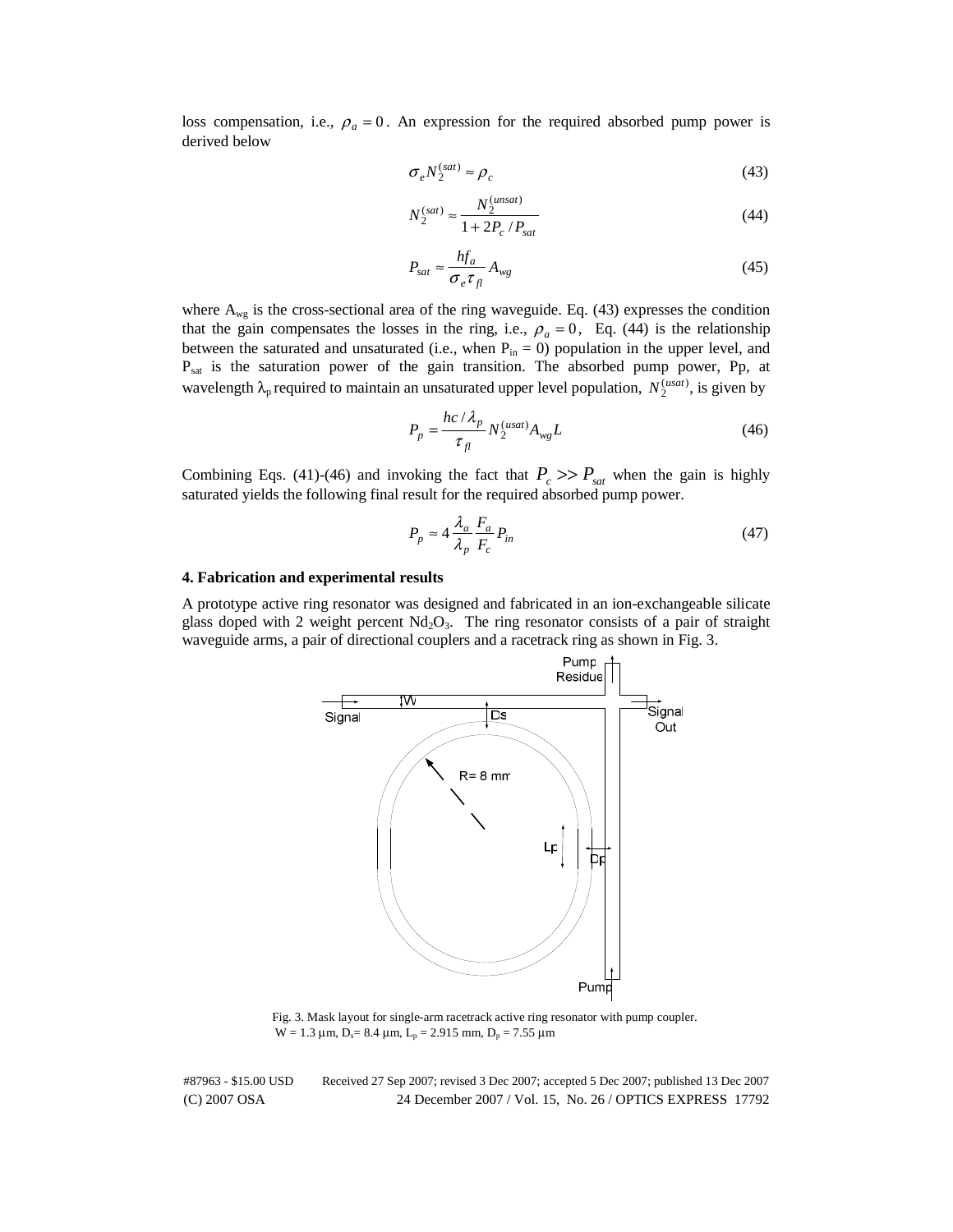loss compensation, i.e., $\rho_a = 0$. An expression for the required absorbed pump power is derived below

$$\sigma_e N_2^{(sat)} \approx \rho_c \tag{43}$$

$$N_2^{(sat)} \approx \frac{N_2^{(unsat)}}{1 + 2P_c / P_{sat}} \tag{44}$$

$$P_{sat} \approx \frac{hf_a}{\sigma_e \tau_{fl}} A_{wg} \tag{45}$$

where $A_{wg}$ is the cross-sectional area of the ring waveguide. Eq. (43) expresses the condition that the gain compensates the losses in the ring, i.e., $\rho_a = 0$, Eq. (44) is the relationship between the saturated and unsaturated (i.e., when $P_{in} = 0$) population in the upper level, and $P_{sat}$ is the saturation power of the gain transition. The absorbed pump power, Pp, at wavelength $\lambda_p$ required to maintain an unsaturated upper level population, $N_2^{(usat)}$, is given by

$$P_p = \frac{hc / \lambda_p}{\tau_{fl}} N_2^{(usat)} A_{wg} L \tag{46}$$

Combining Eqs. (41)-(46) and invoking the fact that $P_c >> P_{sat}$ when the gain is highly saturated yields the following final result for the required absorbed pump power.

$$P_p \approx 4 \frac{\lambda_a}{\lambda_p} \frac{F_a}{F_c} P_{in} \tag{47}$$

#### 4. Fabrication and experimental results

A prototype active ring resonator was designed and fabricated in an ion-exchangeable silicate glass doped with 2 weight percent $Nd_2O_3$. The ring resonator consists of a pair of straight waveguide arms, a pair of directional couplers and a racetrack ring as shown in Fig. 3.

Fig. 3. Mask layout for single-arm racetrack active ring resonator with pump coupler. W = 1.3 µm, $D_s$= 8.4 µm, $L_p$ = 2.915 mm, $D_p$ = 7.55 µm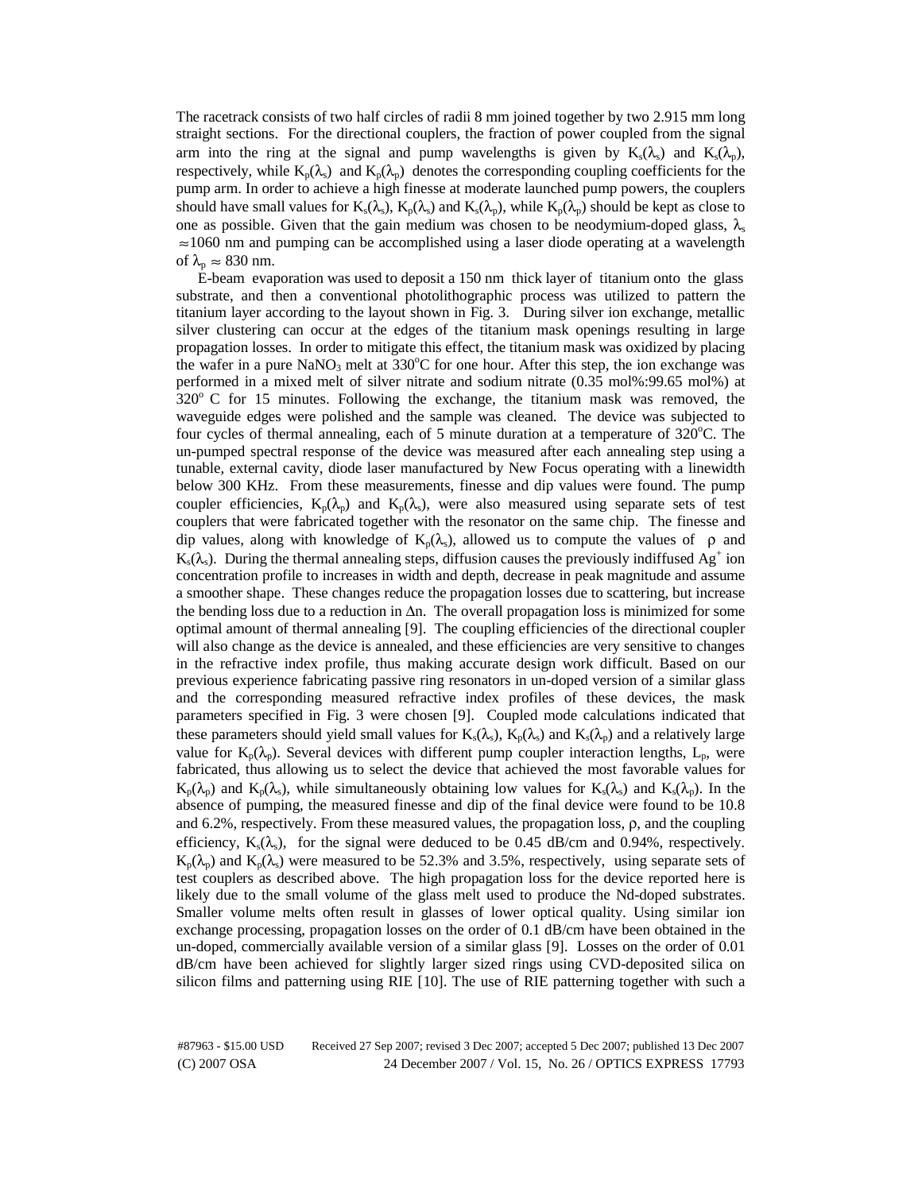The racetrack consists of two half circles of radii 8 mm joined together by two 2.915 mm long straight sections. For the directional couplers, the fraction of power coupled from the signal arm into the ring at the signal and pump wavelengths is given by $K_s(\lambda_s)$ and $K_s(\lambda_p)$, respectively, while $K_p(\lambda_s)$ and $K_p(\lambda_p)$ denotes the corresponding coupling coefficients for the pump arm. In order to achieve a high finesse at moderate launched pump powers, the couplers should have small values for $K_s(\lambda_s)$, $K_p(\lambda_s)$ and $K_s(\lambda_p)$, while $K_p(\lambda_p)$ should be kept as close to one as possible. Given that the gain medium was chosen to be neodymium-doped glass, $\lambda_s \approx 1060$ nm and pumping can be accomplished using a laser diode operating at a wavelength of $\lambda_p \approx 830$ nm.

E-beam evaporation was used to deposit a 150 nm thick layer of titanium onto the glass substrate, and then a conventional photolithographic process was utilized to pattern the titanium layer according to the layout shown in Fig. 3. During silver ion exchange, metallic silver clustering can occur at the edges of the titanium mask openings resulting in large propagation losses. In order to mitigate this effect, the titanium mask was oxidized by placing the wafer in a pure $NaNO_3$ melt at 330°C for one hour. After this step, the ion exchange was performed in a mixed melt of silver nitrate and sodium nitrate (0.35 mol%:99.65 mol%) at 320° C for 15 minutes. Following the exchange, the titanium mask was removed, the waveguide edges were polished and the sample was cleaned. The device was subjected to four cycles of thermal annealing, each of 5 minute duration at a temperature of 320°C. The un-pumped spectral response of the device was measured after each annealing step using a tunable, external cavity, diode laser manufactured by New Focus operating with a linewidth below 300 KHz. From these measurements, finesse and dip values were found. The pump coupler efficiencies, $K_p(\lambda_p)$ and $K_p(\lambda_s)$, were also measured using separate sets of test couplers that were fabricated together with the resonator on the same chip. The finesse and dip values, along with knowledge of $K_p(\lambda_s)$, allowed us to compute the values of $\rho$ and $K_s(\lambda_s)$. During the thermal annealing steps, diffusion causes the previously indiffused $Ag^+$ ion concentration profile to increases in width and depth, decrease in peak magnitude and assume a smoother shape. These changes reduce the propagation losses due to scattering, but increase the bending loss due to a reduction in $\Delta n$. The overall propagation loss is minimized for some optimal amount of thermal annealing [9]. The coupling efficiencies of the directional coupler will also change as the device is annealed, and these efficiencies are very sensitive to changes in the refractive index profile, thus making accurate design work difficult. Based on our previous experience fabricating passive ring resonators in un-doped version of a similar glass and the corresponding measured refractive index profiles of these devices, the mask parameters specified in Fig. 3 were chosen [9]. Coupled mode calculations indicated that these parameters should yield small values for $K_s(\lambda_s)$, $K_p(\lambda_s)$ and $K_s(\lambda_p)$ and a relatively large value for $K_p(\lambda_p)$. Several devices with different pump coupler interaction lengths, $L_p$, were fabricated, thus allowing us to select the device that achieved the most favorable values for $K_p(\lambda_p)$ and $K_p(\lambda_s)$, while simultaneously obtaining low values for $K_s(\lambda_s)$ and $K_s(\lambda_p)$. In the absence of pumping, the measured finesse and dip of the final device were found to be 10.8 and 6.2%, respectively. From these measured values, the propagation loss, $\rho$, and the coupling efficiency, $K_s(\lambda_s)$, for the signal were deduced to be 0.45 dB/cm and 0.94%, respectively. $K_p(\lambda_p)$ and $K_p(\lambda_s)$ were measured to be 52.3% and 3.5%, respectively, using separate sets of test couplers as described above. The high propagation loss for the device reported here is likely due to the small volume of the glass melt used to produce the Nd-doped substrates. Smaller volume melts often result in glasses of lower optical quality. Using similar ion exchange processing, propagation losses on the order of 0.1 dB/cm have been obtained in the un-doped, commercially available version of a similar glass [9]. Losses on the order of 0.01 dB/cm have been achieved for slightly larger sized rings using CVD-deposited silica on silicon films and patterning using RIE [10]. The use of RIE patterning together with such a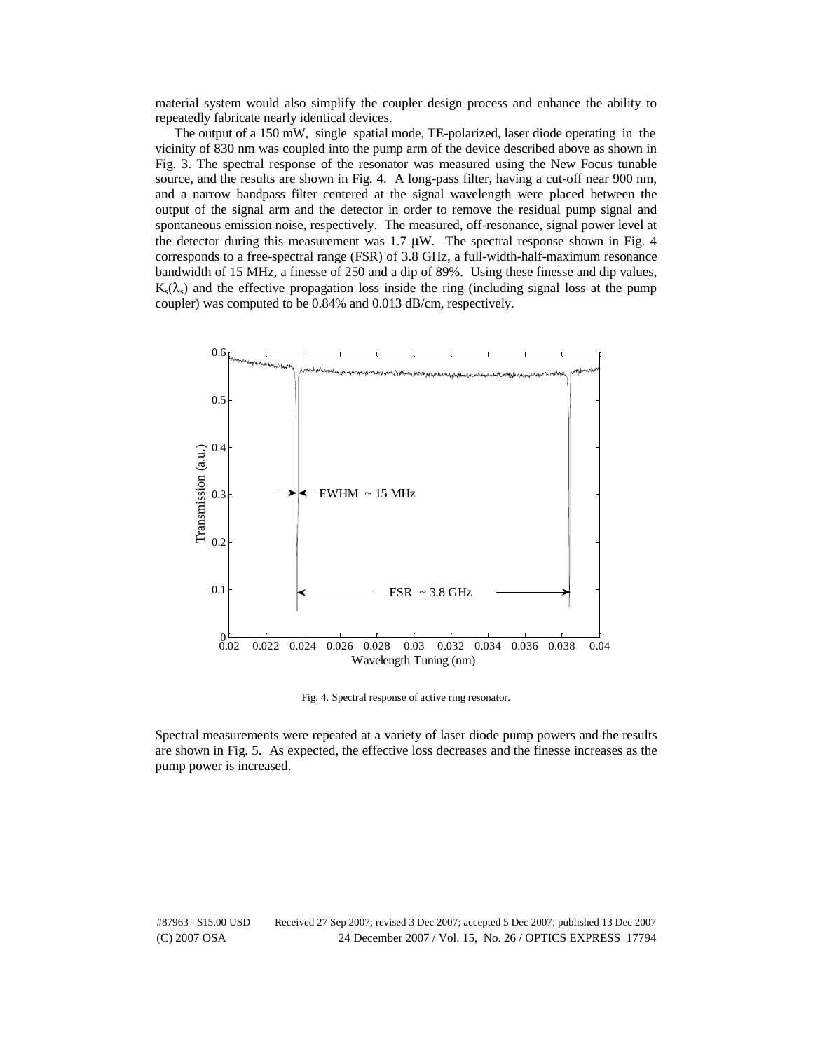material system would also simplify the coupler design process and enhance the ability to repeatedly fabricate nearly identical devices.

The output of a 150 mW, single spatial mode, TE-polarized, laser diode operating in the vicinity of 830 nm was coupled into the pump arm of the device described above as shown in Fig. 3. The spectral response of the resonator was measured using the New Focus tunable source, and the results are shown in Fig. 4. A long-pass filter, having a cut-off near 900 nm, and a narrow bandpass filter centered at the signal wavelength were placed between the output of the signal arm and the detector in order to remove the residual pump signal and spontaneous emission noise, respectively. The measured, off-resonance, signal power level at the detector during this measurement was 1.7 μW. The spectral response shown in Fig. 4 corresponds to a free-spectral range (FSR) of 3.8 GHz, a full-width-half-maximum resonance bandwidth of 15 MHz, a finesse of 250 and a dip of 89%. Using these finesse and dip values, $K_s(\lambda_s)$ and the effective propagation loss inside the ring (including signal loss at the pump coupler) was computed to be 0.84% and 0.013 dB/cm, respectively.

Fig. 4. Spectral response of active ring resonator.

Spectral measurements were repeated at a variety of laser diode pump powers and the results are shown in Fig. 5. As expected, the effective loss decreases and the finesse increases as the pump power is increased.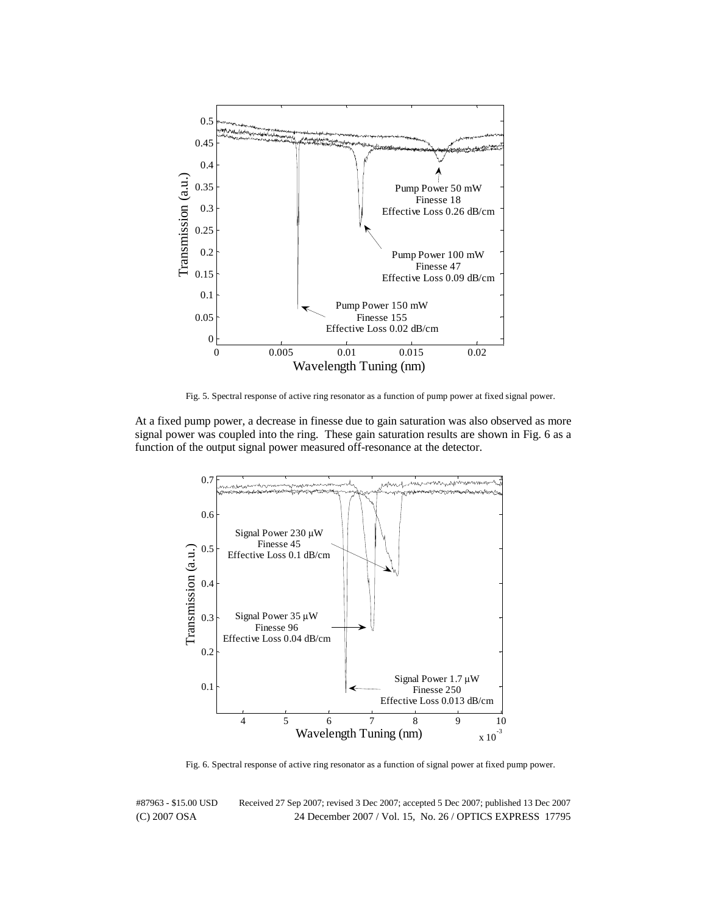Fig. 5. Spectral response of active ring resonator as a function of pump power at fixed signal power.

At a fixed pump power, a decrease in finesse due to gain saturation was also observed as more signal power was coupled into the ring. These gain saturation results are shown in Fig. 6 as a function of the output signal power measured off-resonance at the detector.

Fig. 6. Spectral response of active ring resonator as a function of signal power at fixed pump power.

#87963 - $15.00 USD Received 27 Sep 2007; revised 3 Dec 2007; accepted 5 Dec 2007; published 13 Dec 2007
(C) 2007 OSA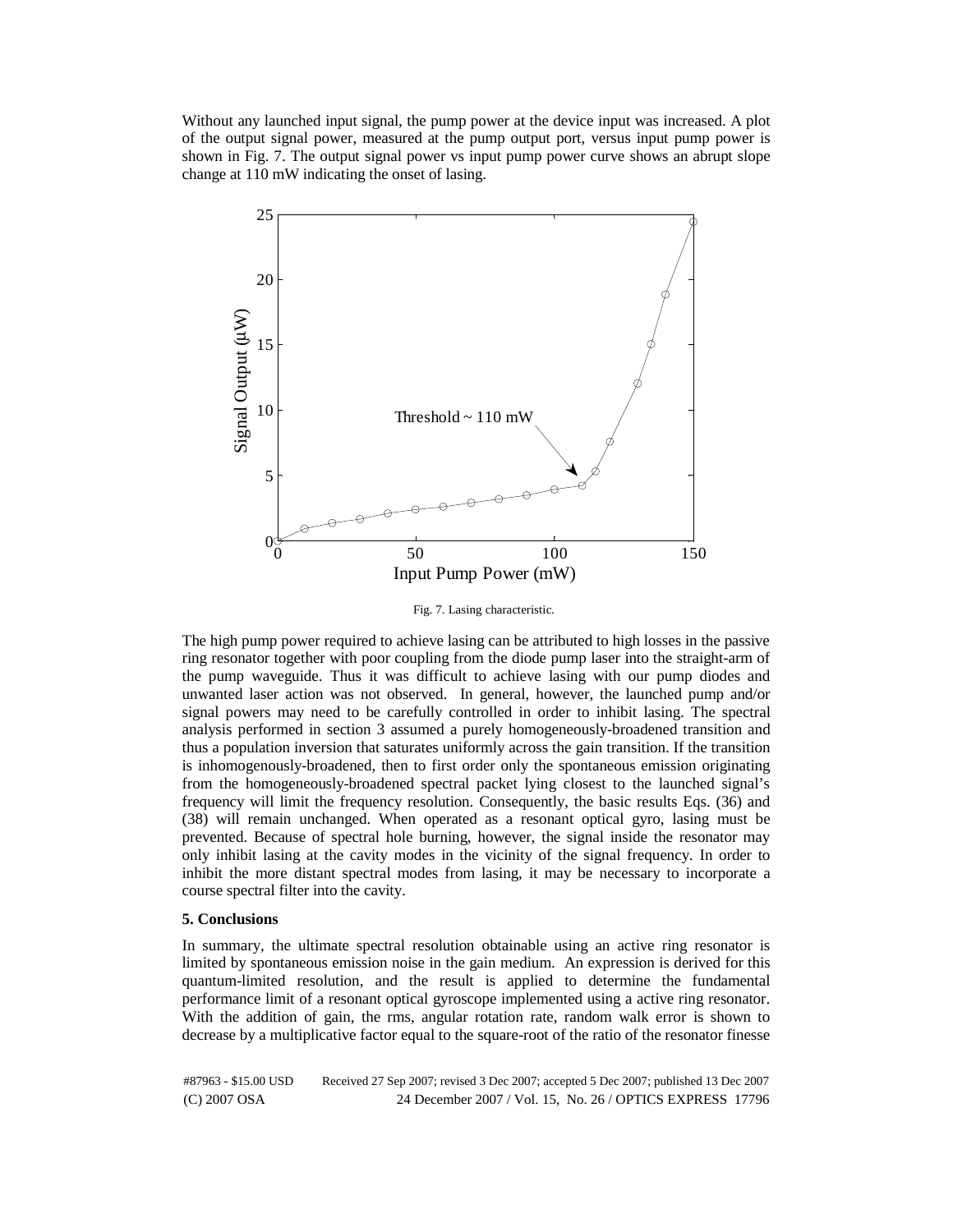Without any launched input signal, the pump power at the device input was increased. A plot of the output signal power, measured at the pump output port, versus input pump power is shown in Fig. 7. The output signal power vs input pump power curve shows an abrupt slope change at 110 mW indicating the onset of lasing.

Signal Output (μW)

Input Pump Power (mW)

Threshold ~ 110 mW

0
5
10
15
20
25

0
50
100
150

Fig. 7. Lasing characteristic.

The high pump power required to achieve lasing can be attributed to high losses in the passive ring resonator together with poor coupling from the diode pump laser into the straight-arm of the pump waveguide. Thus it was difficult to achieve lasing with our pump diodes and unwanted laser action was not observed. In general, however, the launched pump and/or signal powers may need to be carefully controlled in order to inhibit lasing. The spectral analysis performed in section 3 assumed a purely homogeneously-broadened transition and thus a population inversion that saturates uniformly across the gain transition. If the transition is inhomogenously-broadened, then to first order only the spontaneous emission originating from the homogeneously-broadened spectral packet lying closest to the launched signal's frequency will limit the frequency resolution. Consequently, the basic results Eqs. (36) and (38) will remain unchanged. When operated as a resonant optical gyro, lasing must be prevented. Because of spectral hole burning, however, the signal inside the resonator may only inhibit lasing at the cavity modes in the vicinity of the signal frequency. In order to inhibit the more distant spectral modes from lasing, it may be necessary to incorporate a course spectral filter into the cavity.

## 5. Conclusions

In summary, the ultimate spectral resolution obtainable using an active ring resonator is limited by spontaneous emission noise in the gain medium. An expression is derived for this quantum-limited resolution, and the result is applied to determine the fundamental performance limit of a resonant optical gyroscope implemented using a active ring resonator. With the addition of gain, the rms, angular rotation rate, random walk error is shown to decrease by a multiplicative factor equal to the square-root of the ratio of the resonator finesse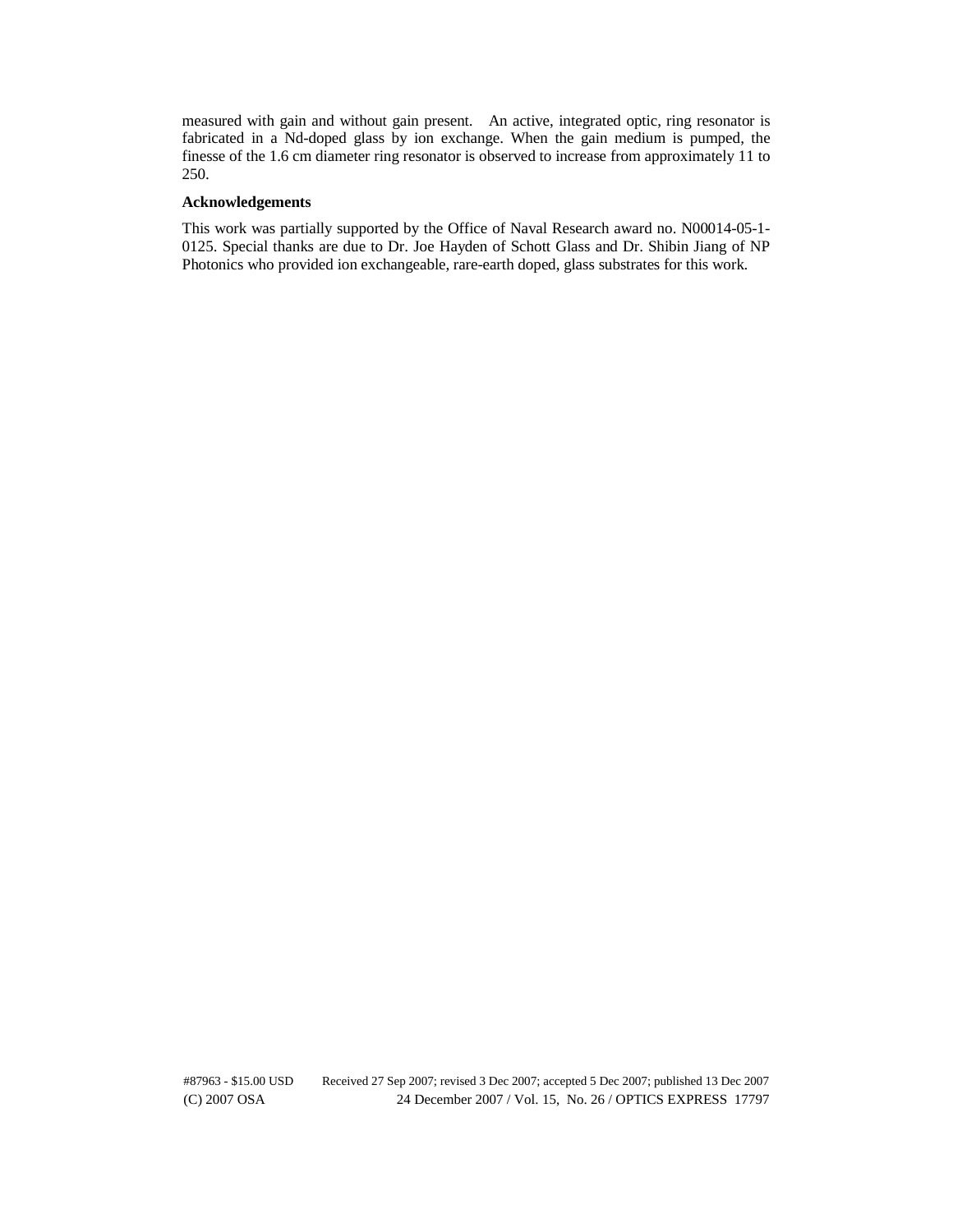measured with gain and without gain present. An active, integrated optic, ring resonator is fabricated in a Nd-doped glass by ion exchange. When the gain medium is pumped, the finesse of the 1.6 cm diameter ring resonator is observed to increase from approximately 11 to 250.

**Acknowledgements**

This work was partially supported by the Office of Naval Research award no. N00014-05-1-0125. Special thanks are due to Dr. Joe Hayden of Schott Glass and Dr. Shibin Jiang of NP Photonics who provided ion exchangeable, rare-earth doped, glass substrates for this work.